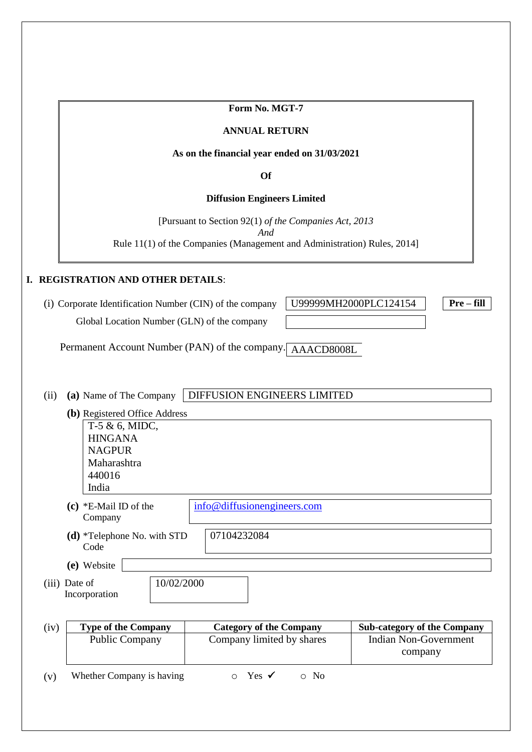**Form No. MGT-7**

**ANNUAL RETURN**

**As on the financial year ended on 31/03/2021**

**Of**

**Diffusion Engineers Limited**

[Pursuant to Section 92(1) *of the Companies Act, 2013*
*And*
Rule 11(1) of the Companies (Management and Administration) Rules, 2014]

## I. REGISTRATION AND OTHER DETAILS:

(i) Corporate Identification Number (CIN) of the company: U99999MH2000PLC124154 **Pre – fill**

Global Location Number (GLN) of the company:

Permanent Account Number (PAN) of the company: AAACD8008L

(ii) **(a)** Name of The Company: DIFFUSION ENGINEERS LIMITED

**(b)** Registered Office Address

T-5 & 6, MIDC,
HINGANA
NAGPUR
Maharashtra
440016
India

**(c)** *E-Mail ID of the Company: info@diffusionengineers.com

**(d)** *Telephone No. with STD Code: 07104232084

**(e)** Website:

(iii) Date of Incorporation: 10/02/2000

(iv)

| Type of the Company | Category of the Company | Sub-category of the Company |
|---|---|---|
| Public Company | Company limited by shares | Indian Non-Government company |

(v) Whether Company is having ○ Yes ✓ ○ No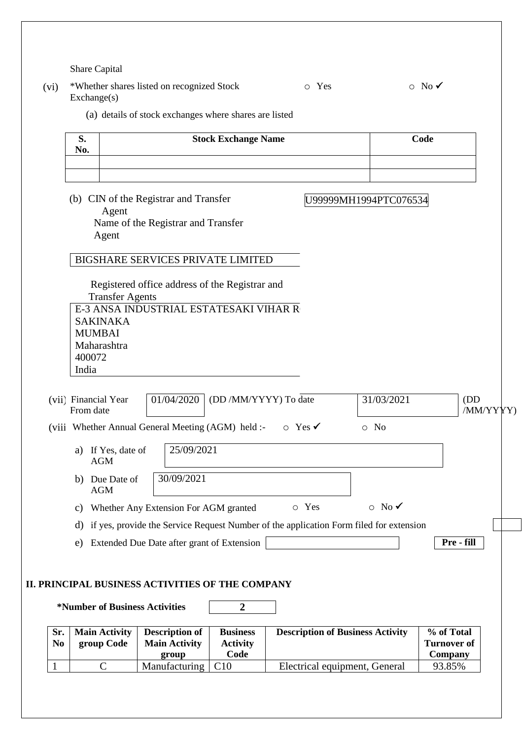Share Capital

(vi) *Whether shares listed on recognized Stock Exchange(s) ○ Yes ○ No ✓

(a) details of stock exchanges where shares are listed

| S. No. | Stock Exchange Name | Code |
|---|---|---|
| | | |
| | | |

(b) CIN of the Registrar and Transfer Agent: U99999MH1994PTC076534

Name of the Registrar and Transfer Agent

BIGSHARE SERVICES PRIVATE LIMITED

Registered office address of the Registrar and Transfer Agents

E-3 ANSA INDUSTRIAL ESTATESAKI VIHAR R
SAKINAKA
MUMBAI
Maharashtra
400072
India

(vii) Financial Year From date 01/04/2020 (DD /MM/YYYY) To date 31/03/2021 (DD /MM/YYYY)

(viii) Whether Annual General Meeting (AGM) held :- ○ Yes ✓ ○ No

a) If Yes, date of AGM: 25/09/2021

b) Due Date of AGM: 30/09/2021

c) Whether Any Extension For AGM granted ○ Yes ○ No ✓

d) if yes, provide the Service Request Number of the application Form filed for extension

e) Extended Due Date after grant of Extension

**Pre - fill**

## II. PRINCIPAL BUSINESS ACTIVITIES OF THE COMPANY

**\*Number of Business Activities** **2**

| Sr. No | Main Activity group Code | Description of Main Activity group | Business Activity Code | Description of Business Activity | % of Total Turnover of Company |
|---|---|---|---|---|---|
| 1 | C | Manufacturing | C10 | Electrical equipment, General | 93.85% |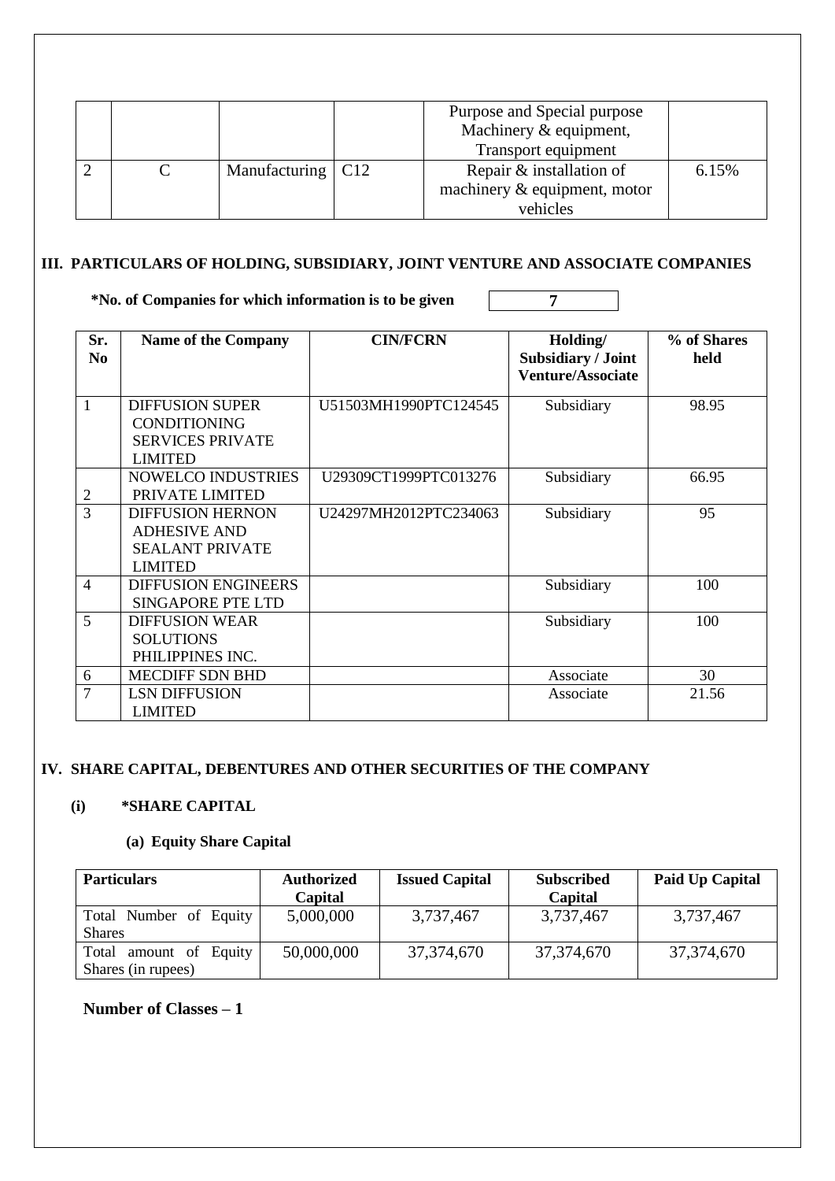| | | | | Purpose and Special purpose Machinery & equipment, Transport equipment | |
|---|---|---|---|---|---|
| 2 | C | Manufacturing | C12 | Repair & installation of machinery & equipment, motor vehicles | 6.15% |

### III. PARTICULARS OF HOLDING, SUBSIDIARY, JOINT VENTURE AND ASSOCIATE COMPANIES

**\*No. of Companies for which information is to be given** | **7**

| Sr. No | Name of the Company | CIN/FCRN | Holding/ Subsidiary / Joint Venture/Associate | % of Shares held |
|---|---|---|---|---|
| 1 | DIFFUSION SUPER CONDITIONING SERVICES PRIVATE LIMITED | U51503MH1990PTC124545 | Subsidiary | 98.95 |
| 2 | NOWELCO INDUSTRIES PRIVATE LIMITED | U29309CT1999PTC013276 | Subsidiary | 66.95 |
| 3 | DIFFUSION HERNON ADHESIVE AND SEALANT PRIVATE LIMITED | U24297MH2012PTC234063 | Subsidiary | 95 |
| 4 | DIFFUSION ENGINEERS SINGAPORE PTE LTD | | Subsidiary | 100 |
| 5 | DIFFUSION WEAR SOLUTIONS PHILIPPINES INC. | | Subsidiary | 100 |
| 6 | MECDIFF SDN BHD | | Associate | 30 |
| 7 | LSN DIFFUSION LIMITED | | Associate | 21.56 |

### IV. SHARE CAPITAL, DEBENTURES AND OTHER SECURITIES OF THE COMPANY

**(i) \*SHARE CAPITAL**

**(a) Equity Share Capital**

| Particulars | Authorized Capital | Issued Capital | Subscribed Capital | Paid Up Capital |
|---|---|---|---|---|
| Total Number of Equity Shares | 5,000,000 | 3,737,467 | 3,737,467 | 3,737,467 |
| Total amount of Equity Shares (in rupees) | 50,000,000 | 37,374,670 | 37,374,670 | 37,374,670 |

**Number of Classes – 1**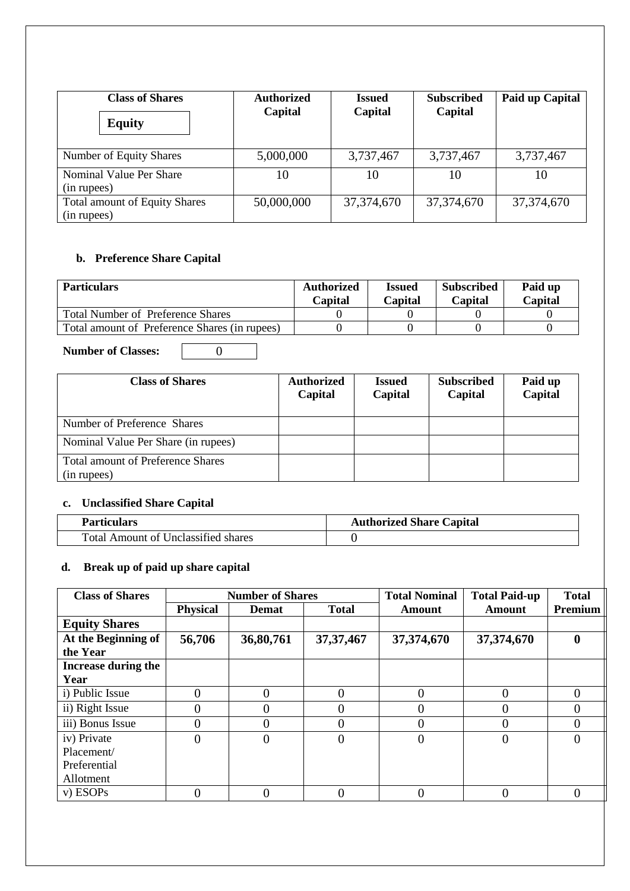| Class of Shares<br>**Equity** | Authorized Capital | Issued Capital | Subscribed Capital | Paid up Capital |
|---|---|---|---|---|
| Number of Equity Shares | 5,000,000 | 3,737,467 | 3,737,467 | 3,737,467 |
| Nominal Value Per Share (in rupees) | 10 | 10 | 10 | 10 |
| Total amount of Equity Shares (in rupees) | 50,000,000 | 37,374,670 | 37,374,670 | 37,374,670 |

**b. Preference Share Capital**

| Particulars | Authorized Capital | Issued Capital | Subscribed Capital | Paid up Capital |
|---|---|---|---|---|
| Total Number of Preference Shares | 0 | 0 | 0 | 0 |
| Total amount of Preference Shares (in rupees) | 0 | 0 | 0 | 0 |

**Number of Classes:** 0

| Class of Shares | Authorized Capital | Issued Capital | Subscribed Capital | Paid up Capital |
|---|---|---|---|---|
| Number of Preference Shares | | | | |
| Nominal Value Per Share (in rupees) | | | | |
| Total amount of Preference Shares (in rupees) | | | | |

**c. Unclassified Share Capital**

| Particulars | Authorized Share Capital |
|---|---|
| Total Amount of Unclassified shares | 0 |

**d. Break up of paid up share capital**

| Class of Shares | Number of Shares | | | Total Nominal Amount | Total Paid-up Amount | Total Premium |
|---|---|---|---|---|---|---|
| | Physical | Demat | Total | | | |
| **Equity Shares** | | | | | | |
| **At the Beginning of the Year** | **56,706** | **36,80,761** | **37,37,467** | **37,374,670** | **37,374,670** | **0** |
| **Increase during the Year** | | | | | | |
| i) Public Issue | 0 | 0 | 0 | 0 | 0 | 0 |
| ii) Right Issue | 0 | 0 | 0 | 0 | 0 | 0 |
| iii) Bonus Issue | 0 | 0 | 0 | 0 | 0 | 0 |
| iv) Private Placement/ Preferential Allotment | 0 | 0 | 0 | 0 | 0 | 0 |
| v) ESOPs | 0 | 0 | 0 | 0 | 0 | 0 |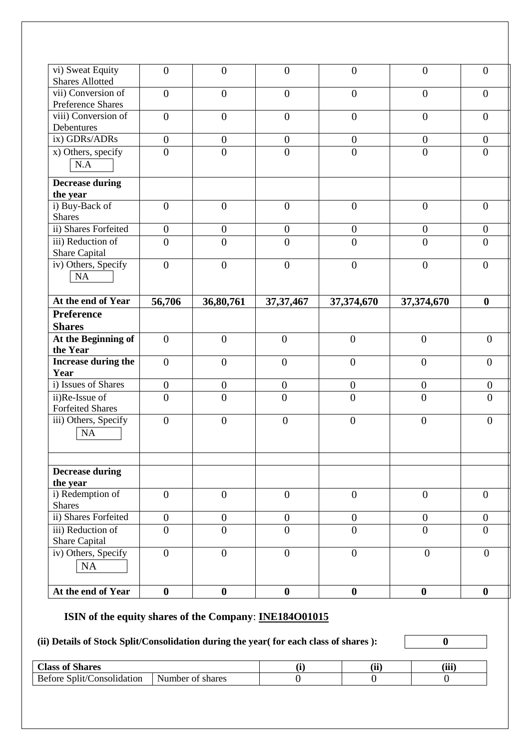| | | | | | | |
|---|---|---|---|---|---|---|
| vi) Sweat Equity Shares Allotted | 0 | 0 | 0 | 0 | 0 | 0 |
| vii) Conversion of Preference Shares | 0 | 0 | 0 | 0 | 0 | 0 |
| viii) Conversion of Debentures | 0 | 0 | 0 | 0 | 0 | 0 |
| ix) GDRs/ADRs | 0 | 0 | 0 | 0 | 0 | 0 |
| x) Others, specify N.A | 0 | 0 | 0 | 0 | 0 | 0 |
| **Decrease during the year** | | | | | | |
| i) Buy-Back of Shares | 0 | 0 | 0 | 0 | 0 | 0 |
| ii) Shares Forfeited | 0 | 0 | 0 | 0 | 0 | 0 |
| iii) Reduction of Share Capital | 0 | 0 | 0 | 0 | 0 | 0 |
| iv) Others, Specify NA | 0 | 0 | 0 | 0 | 0 | 0 |
| **At the end of Year** | **56,706** | **36,80,761** | **37,37,467** | **37,374,670** | **37,374,670** | **0** |
| **Preference Shares** | | | | | | |
| **At the Beginning of the Year** | 0 | 0 | 0 | 0 | 0 | 0 |
| **Increase during the Year** | 0 | 0 | 0 | 0 | 0 | 0 |
| i) Issues of Shares | 0 | 0 | 0 | 0 | 0 | 0 |
| ii)Re-Issue of Forfeited Shares | 0 | 0 | 0 | 0 | 0 | 0 |
| iii) Others, Specify NA | 0 | 0 | 0 | 0 | 0 | 0 |
| | | | | | | |
| **Decrease during the year** | | | | | | |
| i) Redemption of Shares | 0 | 0 | 0 | 0 | 0 | 0 |
| ii) Shares Forfeited | 0 | 0 | 0 | 0 | 0 | 0 |
| iii) Reduction of Share Capital | 0 | 0 | 0 | 0 | 0 | 0 |
| iv) Others, Specify NA | 0 | 0 | 0 | 0 | 0 | 0 |
| **At the end of Year** | **0** | **0** | **0** | **0** | **0** | **0** |

**ISIN of the equity shares of the Company**: **INE184O01015**

**(ii) Details of Stock Split/Consolidation during the year( for each class of shares ):** **0**

| **Class of Shares** | | **(i)** | **(ii)** | **(iii)** |
|---|---|---|---|---|
| Before Split/Consolidation | Number of shares | 0 | 0 | 0 |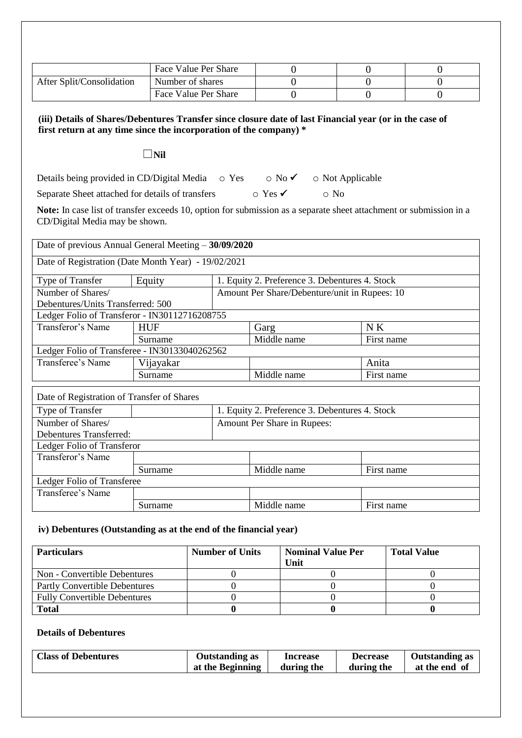|  | Face Value Per Share | 0 | 0 | 0 |
|---|---|---|---|---|
| After Split/Consolidation | Number of shares | 0 | 0 | 0 |
|  | Face Value Per Share | 0 | 0 | 0 |

**(iii) Details of Shares/Debentures Transfer since closure date of last Financial year (or in the case of first return at any time since the incorporation of the company) \***

☐**Nil**

Details being provided in CD/Digital Media ○ Yes ○ No ✓ ○ Not Applicable

Separate Sheet attached for details of transfers ○ Yes ✓ ○ No

**Note:** In case list of transfer exceeds 10, option for submission as a separate sheet attachment or submission in a CD/Digital Media may be shown.

| Date of previous Annual General Meeting – **30/09/2020** | | | |
|---|---|---|---|
| Date of Registration (Date Month Year) - 19/02/2021 | | | |
| Type of Transfer | Equity | 1. Equity 2. Preference 3. Debentures 4. Stock | |
| Number of Shares/ Debentures/Units Transferred: 500 | | Amount Per Share/Debenture/unit in Rupees: 10 | |
| Ledger Folio of Transferor - IN30112716208755 | | | |
| Transferor's Name | HUF | Garg | N K |
|  | Surname | Middle name | First name |
| Ledger Folio of Transferee - IN30133040262562 | | | |
| Transferee's Name | Vijayakar |  | Anita |
|  | Surname | Middle name | First name |

| Date of Registration of Transfer of Shares | | | |
|---|---|---|---|
| Type of Transfer |  | 1. Equity 2. Preference 3. Debentures 4. Stock | |
| Number of Shares/ Debentures Transferred: | | Amount Per Share in Rupees: | |
| Ledger Folio of Transferor | | | |
| Transferor's Name |  |  |  |
|  | Surname | Middle name | First name |
| Ledger Folio of Transferee | | | |
| Transferee's Name |  |  |  |
|  | Surname | Middle name | First name |

**iv) Debentures (Outstanding as at the end of the financial year)**

| **Particulars** | **Number of Units** | **Nominal Value Per Unit** | **Total Value** |
|---|---|---|---|
| Non - Convertible Debentures | 0 | 0 | 0 |
| Partly Convertible Debentures | 0 | 0 | 0 |
| Fully Convertible Debentures | 0 | 0 | 0 |
| **Total** | **0** | **0** | **0** |

**Details of Debentures**

| **Class of Debentures** | **Outstanding as at the Beginning** | **Increase during the** | **Decrease during the** | **Outstanding as at the end of** |
|---|---|---|---|---|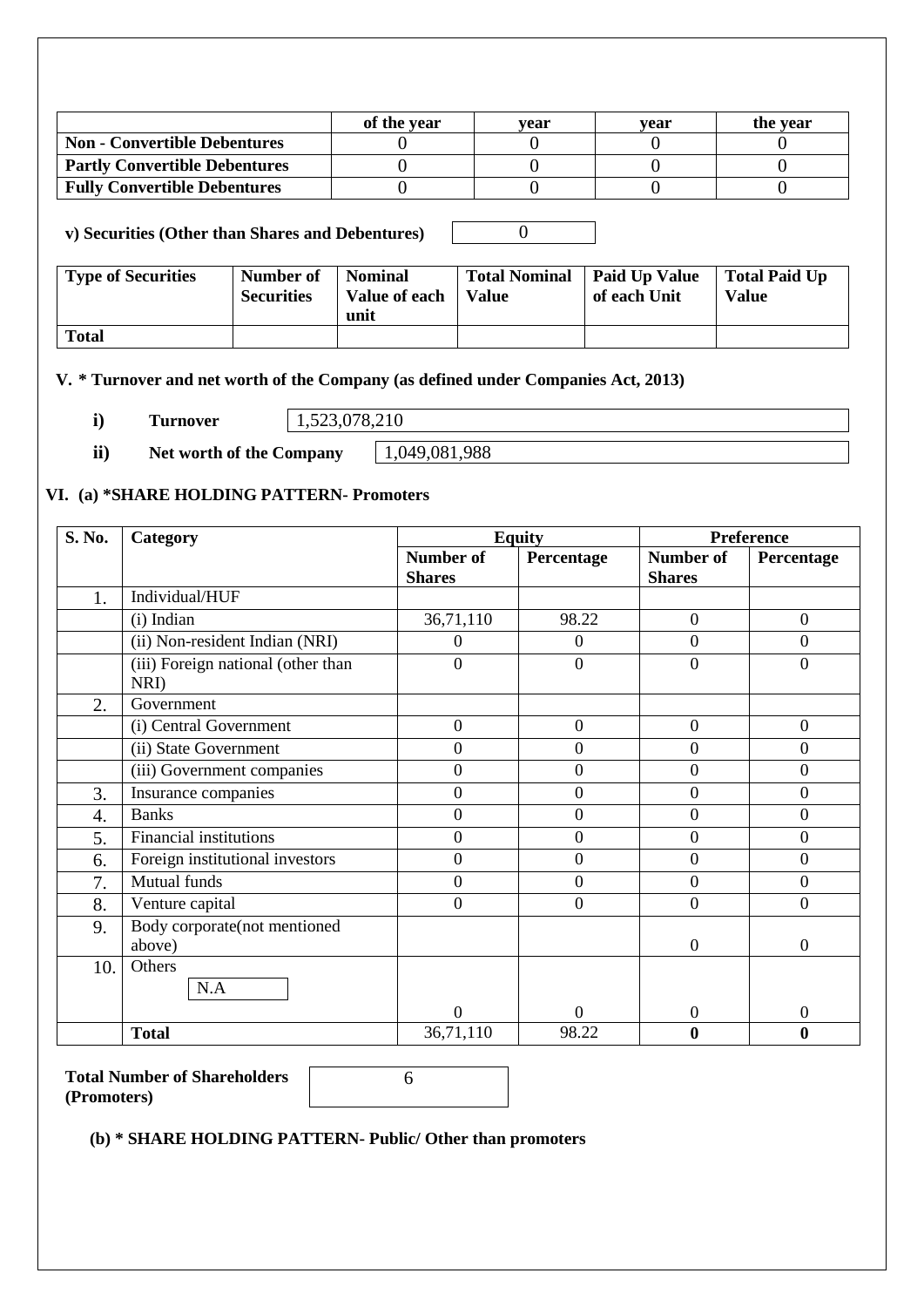| | of the year | year | year | the year |
|---|---|---|---|---|
| **Non - Convertible Debentures** | 0 | 0 | 0 | 0 |
| **Partly Convertible Debentures** | 0 | 0 | 0 | 0 |
| **Fully Convertible Debentures** | 0 | 0 | 0 | 0 |

**v) Securities (Other than Shares and Debentures)** 0

| Type of Securities | Number of Securities | Nominal Value of each unit | Total Nominal Value | Paid Up Value of each Unit | Total Paid Up Value |
|---|---|---|---|---|---|
| **Total** | | | | | |

**V. * Turnover and net worth of the Company (as defined under Companies Act, 2013)**

**i) Turnover** 1,523,078,210

**ii) Net worth of the Company** 1,049,081,988

**VI. (a) *SHARE HOLDING PATTERN- Promoters**

| S. No. | Category | Equity | | Preference | |
|---|---|---|---|---|---|
| | | Number of Shares | Percentage | Number of Shares | Percentage |
| 1. | Individual/HUF | | | | |
| | (i) Indian | 36,71,110 | 98.22 | 0 | 0 |
| | (ii) Non-resident Indian (NRI) | 0 | 0 | 0 | 0 |
| | (iii) Foreign national (other than NRI) | 0 | 0 | 0 | 0 |
| 2. | Government | | | | |
| | (i) Central Government | 0 | 0 | 0 | 0 |
| | (ii) State Government | 0 | 0 | 0 | 0 |
| | (iii) Government companies | 0 | 0 | 0 | 0 |
| 3. | Insurance companies | 0 | 0 | 0 | 0 |
| 4. | Banks | 0 | 0 | 0 | 0 |
| 5. | Financial institutions | 0 | 0 | 0 | 0 |
| 6. | Foreign institutional investors | 0 | 0 | 0 | 0 |
| 7. | Mutual funds | 0 | 0 | 0 | 0 |
| 8. | Venture capital | 0 | 0 | 0 | 0 |
| 9. | Body corporate(not mentioned above) | | | 0 | 0 |
| 10. | Others N.A | 0 | 0 | 0 | 0 |
| | **Total** | 36,71,110 | 98.22 | **0** | **0** |

**Total Number of Shareholders (Promoters)** 6

**(b) * SHARE HOLDING PATTERN- Public/ Other than promoters**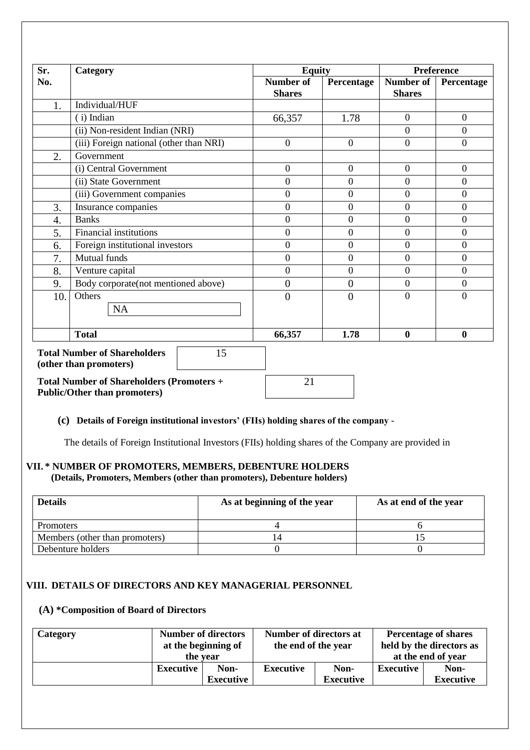| Sr. No. | Category | Equity | | Preference | |
|---|---|---|---|---|---|
| | | Number of Shares | Percentage | Number of Shares | Percentage |
| 1. | Individual/HUF | | | | |
| | ( i) Indian | 66,357 | 1.78 | 0 | 0 |
| | (ii) Non-resident Indian (NRI) | | | 0 | 0 |
| | (iii) Foreign national (other than NRI) | 0 | 0 | 0 | 0 |
| 2. | Government | | | | |
| | (i) Central Government | 0 | 0 | 0 | 0 |
| | (ii) State Government | 0 | 0 | 0 | 0 |
| | (iii) Government companies | 0 | 0 | 0 | 0 |
| 3. | Insurance companies | 0 | 0 | 0 | 0 |
| 4. | Banks | 0 | 0 | 0 | 0 |
| 5. | Financial institutions | 0 | 0 | 0 | 0 |
| 6. | Foreign institutional investors | 0 | 0 | 0 | 0 |
| 7. | Mutual funds | 0 | 0 | 0 | 0 |
| 8. | Venture capital | 0 | 0 | 0 | 0 |
| 9. | Body corporate(not mentioned above) | 0 | 0 | 0 | 0 |
| 10. | Others NA | 0 | 0 | 0 | 0 |
| | **Total** | **66,357** | **1.78** | **0** | **0** |

**Total Number of Shareholders (other than promoters)** 15

**Total Number of Shareholders (Promoters + Public/Other than promoters)** 21

**(c) Details of Foreign institutional investors' (FIIs) holding shares of the company** -

The details of Foreign Institutional Investors (FIIs) holding shares of the Company are provided in

## VII. * NUMBER OF PROMOTERS, MEMBERS, DEBENTURE HOLDERS

**(Details, Promoters, Members (other than promoters), Debenture holders)**

| Details | As at beginning of the year | As at end of the year |
|---|---|---|
| Promoters | 4 | 6 |
| Members (other than promoters) | 14 | 15 |
| Debenture holders | 0 | 0 |

## VIII. DETAILS OF DIRECTORS AND KEY MANAGERIAL PERSONNEL

**(A) *Composition of Board of Directors**

| Category | Number of directors at the beginning of the year | | Number of directors at the end of the year | | Percentage of shares held by the directors as at the end of year | |
|---|---|---|---|---|---|---|
| | Executive | Non-Executive | Executive | Non-Executive | Executive | Non-Executive |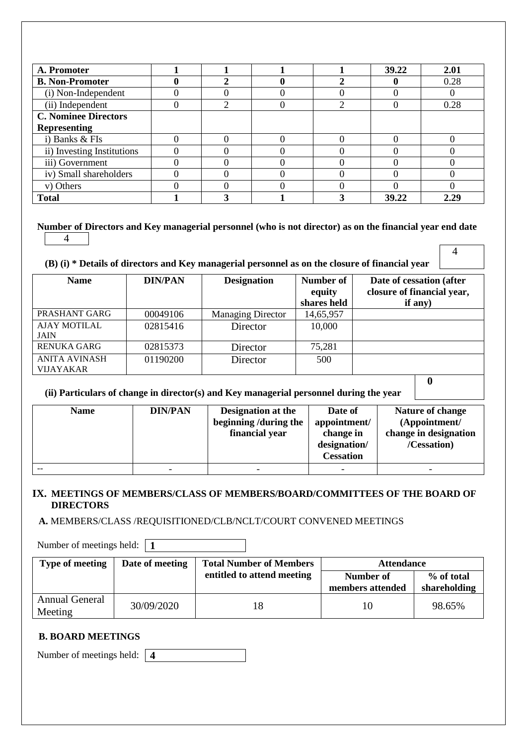| A. Promoter | 1 | 1 | 1 | 1 | 39.22 | 2.01 |
|---|---|---|---|---|---|---|
| **B. Non-Promoter** | **0** | **2** | **0** | **2** | **0** | 0.28 |
| (i) Non-Independent | 0 | 0 | 0 | 0 | 0 | 0 |
| (ii) Independent | 0 | 2 | 0 | 2 | 0 | 0.28 |
| **C. Nominee Directors Representing** | | | | | | |
| i) Banks & FIs | 0 | 0 | 0 | 0 | 0 | 0 |
| ii) Investing Institutions | 0 | 0 | 0 | 0 | 0 | 0 |
| iii) Government | 0 | 0 | 0 | 0 | 0 | 0 |
| iv) Small shareholders | 0 | 0 | 0 | 0 | 0 | 0 |
| v) Others | 0 | 0 | 0 | 0 | 0 | 0 |
| **Total** | **1** | **3** | **1** | **3** | **39.22** | **2.29** |

**Number of Directors and Key managerial personnel (who is not director) as on the financial year end date** 4

**(B) (i) * Details of directors and Key managerial personnel as on the closure of financial year** 4

| Name | DIN/PAN | Designation | Number of equity shares held | Date of cessation (after closure of financial year, if any) |
|---|---|---|---|---|
| PRASHANT GARG | 00049106 | Managing Director | 14,65,957 | |
| AJAY MOTILAL JAIN | 02815416 | Director | 10,000 | |
| RENUKA GARG | 02815373 | Director | 75,281 | |
| ANITA AVINASH VIJAYAKAR | 01190200 | Director | 500 | |

**(ii) Particulars of change in director(s) and Key managerial personnel during the year** **0**

| Name | DIN/PAN | Designation at the beginning /during the financial year | Date of appointment/ change in designation/ Cessation | Nature of change (Appointment/ change in designation /Cessation) |
|---|---|---|---|---|
| -- | - | - | - | - |

## IX. MEETINGS OF MEMBERS/CLASS OF MEMBERS/BOARD/COMMITTEES OF THE BOARD OF DIRECTORS

**A.** MEMBERS/CLASS /REQUISITIONED/CLB/NCLT/COURT CONVENED MEETINGS

Number of meetings held: **1**

| Type of meeting | Date of meeting | Total Number of Members entitled to attend meeting | Attendance | |
|---|---|---|---|---|
| | | | Number of members attended | % of total shareholding |
| Annual General Meeting | 30/09/2020 | 18 | 10 | 98.65% |

**B. BOARD MEETINGS**

Number of meetings held: **4**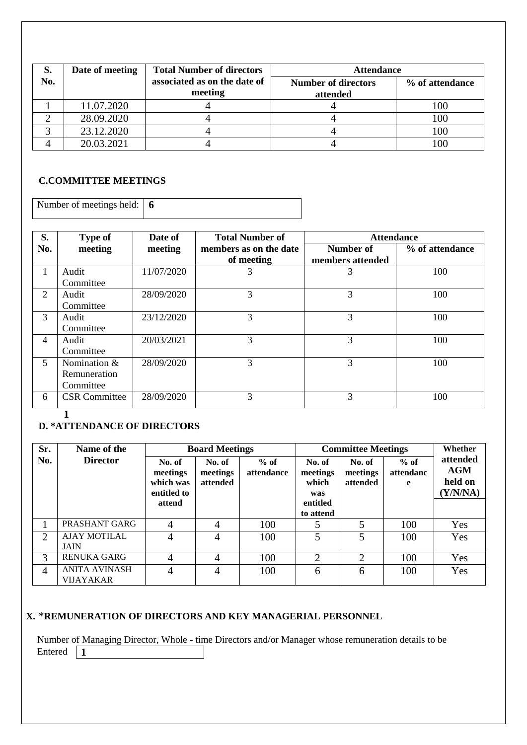| S. No. | Date of meeting | Total Number of directors associated as on the date of meeting | Attendance | |
|---|---|---|---|---|
| | | | Number of directors attended | % of attendance |
| 1 | 11.07.2020 | 4 | 4 | 100 |
| 2 | 28.09.2020 | 4 | 4 | 100 |
| 3 | 23.12.2020 | 4 | 4 | 100 |
| 4 | 20.03.2021 | 4 | 4 | 100 |

### C.COMMITTEE MEETINGS

| Number of meetings held: | **6** |
|---|---|

| S. No. | Type of meeting | Date of meeting | Total Number of members as on the date of meeting | Attendance | |
|---|---|---|---|---|---|
| | | | | Number of members attended | % of attendance |
| 1 | Audit Committee | 11/07/2020 | 3 | 3 | 100 |
| 2 | Audit Committee | 28/09/2020 | 3 | 3 | 100 |
| 3 | Audit Committee | 23/12/2020 | 3 | 3 | 100 |
| 4 | Audit Committee | 20/03/2021 | 3 | 3 | 100 |
| 5 | Nomination & Remuneration Committee | 28/09/2020 | 3 | 3 | 100 |
| 6 | CSR Committee | 28/09/2020 | 3 | 3 | 100 |

**1**

### D. *ATTENDANCE OF DIRECTORS

| Sr. No. | Name of the Director | Board Meetings | | | Committee Meetings | | | Whether attended AGM held on (Y/N/NA) |
|---|---|---|---|---|---|---|---|---|
| | | No. of meetings which was entitled to attend | No. of meetings attended | % of attendance | No. of meetings which was entitled to attend | No. of meetings attended | % of attendance | |
| 1 | PRASHANT GARG | 4 | 4 | 100 | 5 | 5 | 100 | Yes |
| 2 | AJAY MOTILAL JAIN | 4 | 4 | 100 | 5 | 5 | 100 | Yes |
| 3 | RENUKA GARG | 4 | 4 | 100 | 2 | 2 | 100 | Yes |
| 4 | ANITA AVINASH VIJAYAKAR | 4 | 4 | 100 | 6 | 6 | 100 | Yes |

### X. *REMUNERATION OF DIRECTORS AND KEY MANAGERIAL PERSONNEL

Number of Managing Director, Whole - time Directors and/or Manager whose remuneration details to be Entered **1**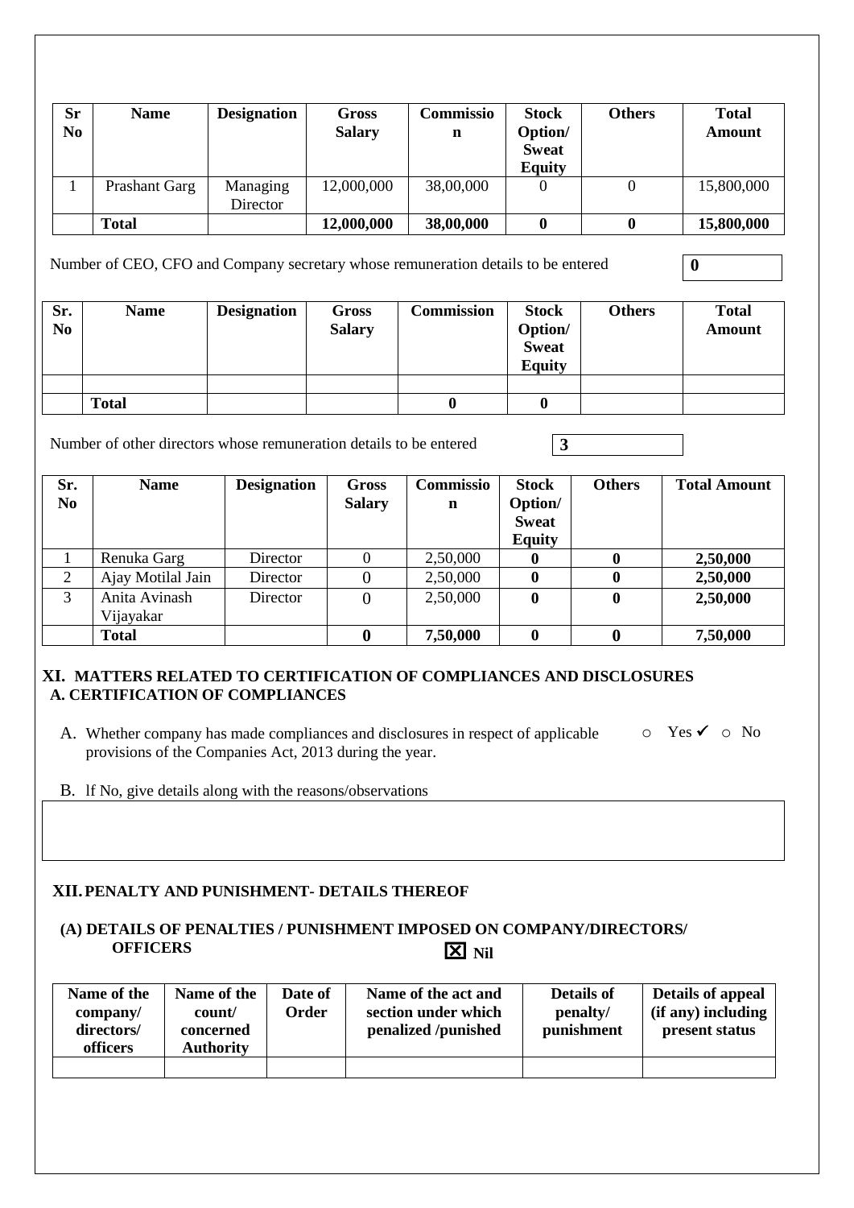| Sr No | Name | Designation | Gross Salary | Commission | Stock Option/ Sweat Equity | Others | Total Amount |
|---|---|---|---|---|---|---|---|
| 1 | Prashant Garg | Managing Director | 12,000,000 | 38,00,000 | 0 | 0 | 15,800,000 |
| | **Total** | | **12,000,000** | **38,00,000** | **0** | **0** | **15,800,000** |

Number of CEO, CFO and Company secretary whose remuneration details to be entered **0**

| Sr. No | Name | Designation | Gross Salary | Commission | Stock Option/ Sweat Equity | Others | Total Amount |
|---|---|---|---|---|---|---|---|
| | | | | | | | |
| | **Total** | | | **0** | **0** | | |

Number of other directors whose remuneration details to be entered **3**

| Sr. No | Name | Designation | Gross Salary | Commission | Stock Option/ Sweat Equity | Others | Total Amount |
|---|---|---|---|---|---|---|---|
| 1 | Renuka Garg | Director | 0 | 2,50,000 | **0** | **0** | **2,50,000** |
| 2 | Ajay Motilal Jain | Director | 0 | 2,50,000 | **0** | **0** | **2,50,000** |
| 3 | Anita Avinash Vijayakar | Director | 0 | 2,50,000 | **0** | **0** | **2,50,000** |
| | **Total** | | **0** | **7,50,000** | **0** | **0** | **7,50,000** |

## XI. MATTERS RELATED TO CERTIFICATION OF COMPLIANCES AND DISCLOSURES

### A. CERTIFICATION OF COMPLIANCES

A. Whether company has made compliances and disclosures in respect of applicable provisions of the Companies Act, 2013 during the year. ○ Yes ✔ ○ No

B. lf No, give details along with the reasons/observations

## XII. PENALTY AND PUNISHMENT- DETAILS THEREOF

### (A) DETAILS OF PENALTIES / PUNISHMENT IMPOSED ON COMPANY/DIRECTORS/ OFFICERS ☒ Nil

| Name of the company/ directors/ officers | Name of the count/ concerned Authority | Date of Order | Name of the act and section under which penalized /punished | Details of penalty/ punishment | Details of appeal (if any) including present status |
|---|---|---|---|---|---|
| | | | | | |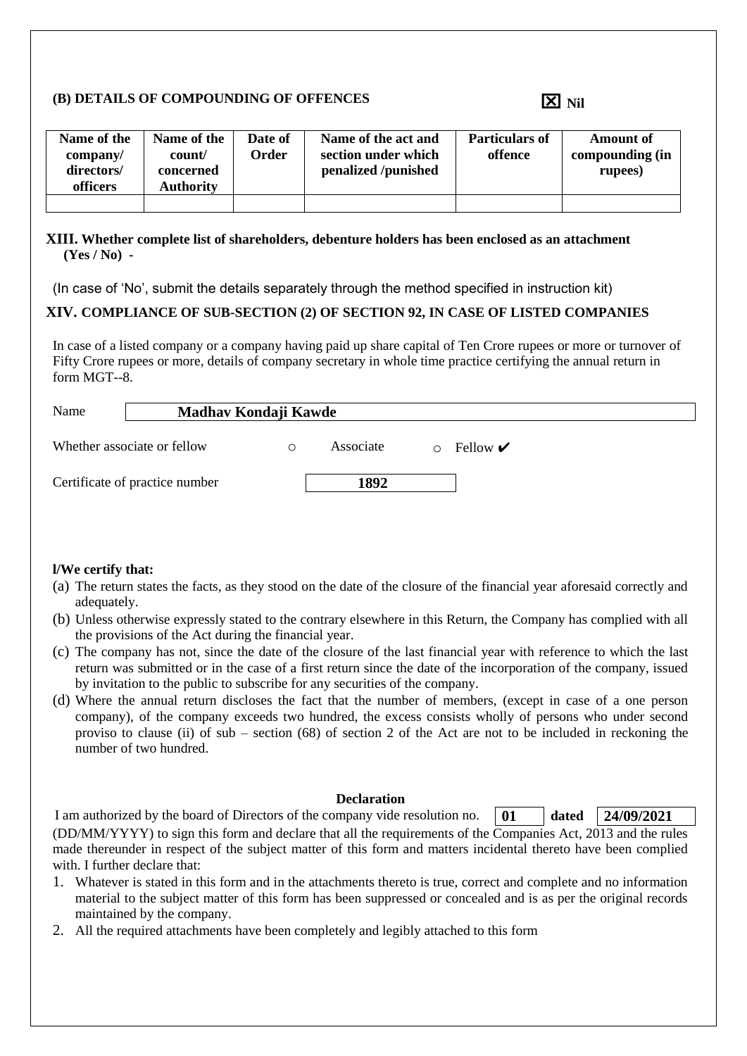### (B) DETAILS OF COMPOUNDING OF OFFENCES ☒ Nil

| Name of the company/ directors/ officers | Name of the count/ concerned Authority | Date of Order | Name of the act and section under which penalized /punished | Particulars of offence | Amount of compounding (in rupees) |
|---|---|---|---|---|---|
| | | | | | |

**XIII. Whether complete list of shareholders, debenture holders has been enclosed as an attachment (Yes / No)** -

(In case of 'No', submit the details separately through the method specified in instruction kit)

**XIV. COMPLIANCE OF SUB-SECTION (2) OF SECTION 92, IN CASE OF LISTED COMPANIES**

In case of a listed company or a company having paid up share capital of Ten Crore rupees or more or turnover of Fifty Crore rupees or more, details of company secretary in whole time practice certifying the annual return in form MGT--8.

Name **Madhav Kondaji Kawde**

Whether associate or fellow ○ Associate ○ Fellow ✔

Certificate of practice number **1892**

**l/We certify that:**

(a) The return states the facts, as they stood on the date of the closure of the financial year aforesaid correctly and adequately.

(b) Unless otherwise expressly stated to the contrary elsewhere in this Return, the Company has complied with all the provisions of the Act during the financial year.

(c) The company has not, since the date of the closure of the last financial year with reference to which the last return was submitted or in the case of a first return since the date of the incorporation of the company, issued by invitation to the public to subscribe for any securities of the company.

(d) Where the annual return discloses the fact that the number of members, (except in case of a one person company), of the company exceeds two hundred, the excess consists wholly of persons who under second proviso to clause (ii) of sub – section (68) of section 2 of the Act are not to be included in reckoning the number of two hundred.

**Declaration**

I am authorized by the board of Directors of the company vide resolution no. **01** dated **24/09/2021** (DD/MM/YYYY) to sign this form and declare that all the requirements of the Companies Act, 2013 and the rules made thereunder in respect of the subject matter of this form and matters incidental thereto have been complied with. I further declare that:

1. Whatever is stated in this form and in the attachments thereto is true, correct and complete and no information material to the subject matter of this form has been suppressed or concealed and is as per the original records maintained by the company.
2. All the required attachments have been completely and legibly attached to this form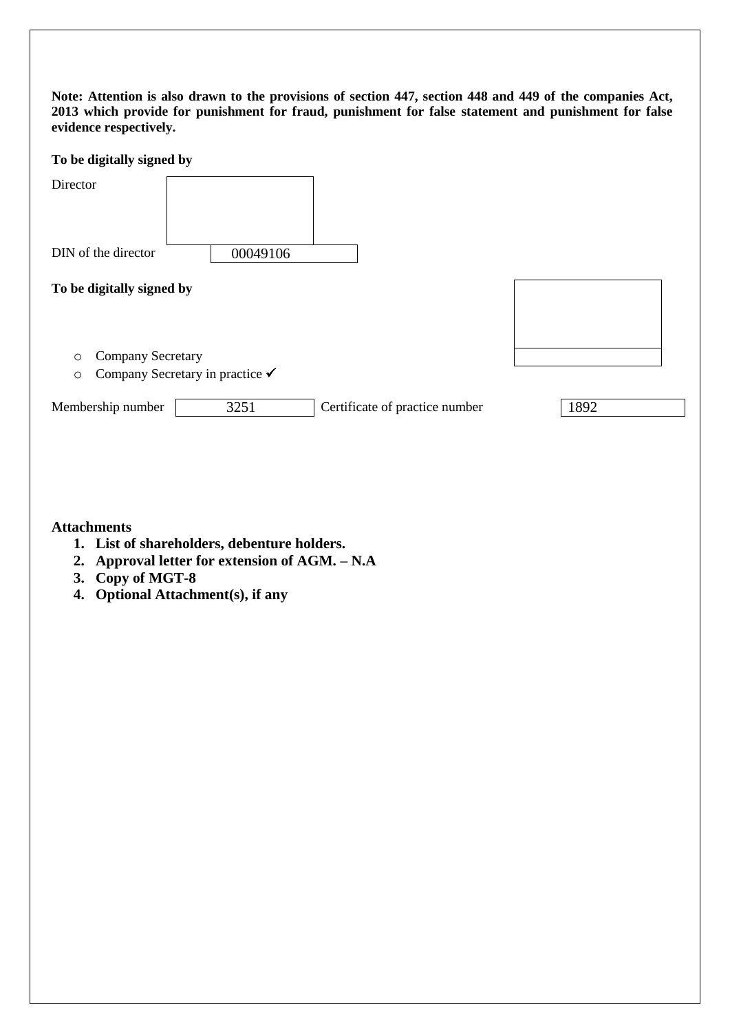**Note: Attention is also drawn to the provisions of section 447, section 448 and 449 of the companies Act, 2013 which provide for punishment for fraud, punishment for false statement and punishment for false evidence respectively.**

**To be digitally signed by**

Director

DIN of the director 00049106

**To be digitally signed by**

- Company Secretary
- Company Secretary in practice ✓

Membership number 3251 Certificate of practice number 1892

**Attachments**

1. **List of shareholders, debenture holders.**
2. **Approval letter for extension of AGM. – N.A**
3. **Copy of MGT-8**
4. **Optional Attachment(s), if any**